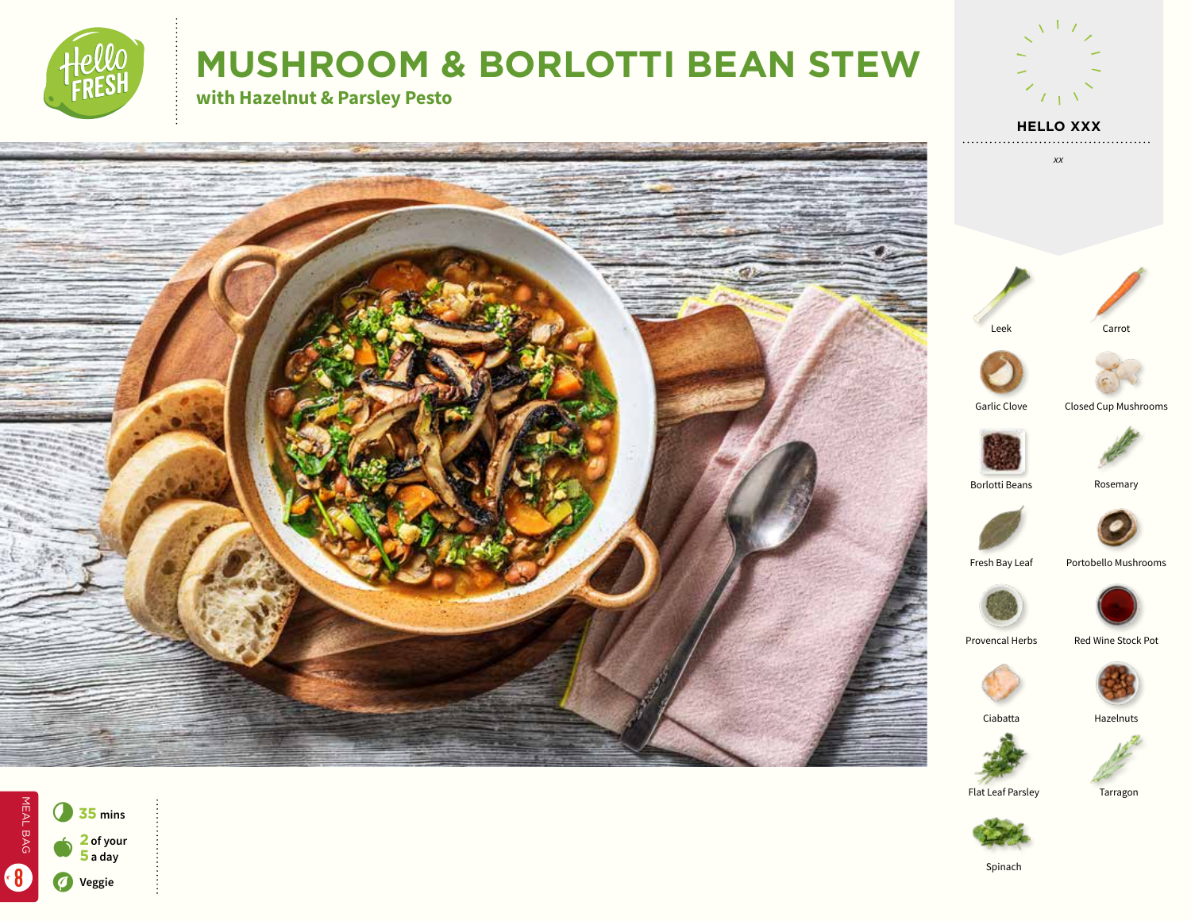# MUSHROOM & BORLOTTI BEAN STEW

## with Hazelnut & Parsley Pesto

**HELLO XXX**

xx

- Leek
- Carrot
- Garlic Clove
- Closed Cup Mushrooms
- Borlotti Beans
- Rosemary
- Fresh Bay Leaf
- Portobello Mushrooms
- Provencal Herbs
- Red Wine Stock Pot
- Ciabatta
- Hazelnuts
- Flat Leaf Parsley
- Tarragon
- Spinach

**35** mins

**2** of your **5** a day

Veggie

MEAL BAG 8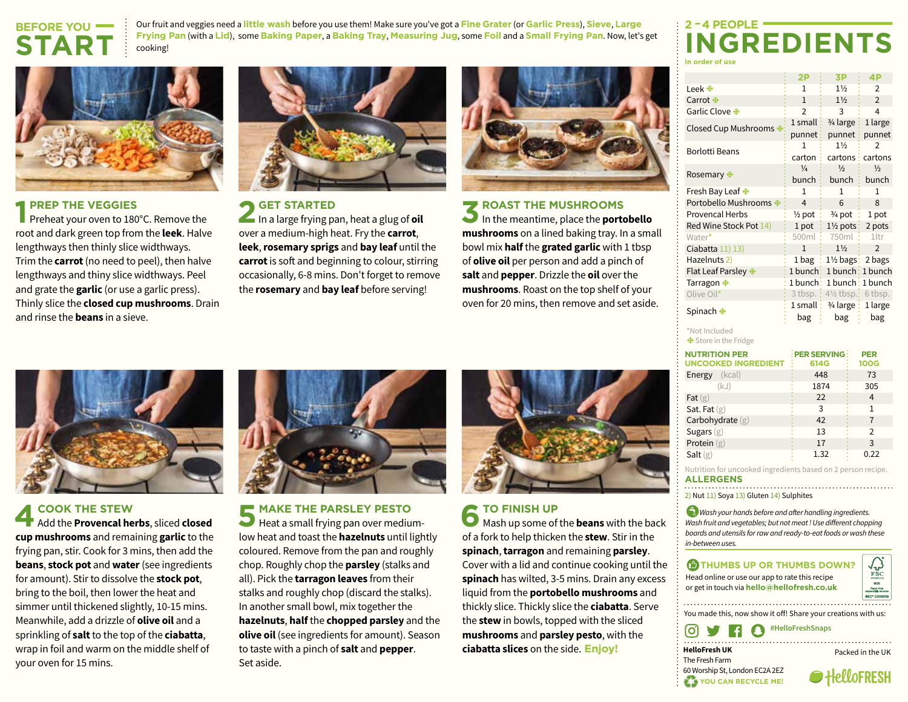## BEFORE YOU START

Our fruit and veggies need a **little wash** before you use them! Make sure you've got a **Fine Grater** (or **Garlic Press**), **Sieve**, **Large Frying Pan** (with a **Lid**), some **Baking Paper**, a **Baking Tray**, **Measuring Jug**, some **Foil** and a **Small Frying Pan**. Now, let's get cooking!

### 1 PREP THE VEGGIES

Preheat your oven to 180°C. Remove the root and dark green top from the **leek**. Halve lengthways then thinly slice widthways. Trim the **carrot** (no need to peel), then halve lengthways and thiny slice widthways. Peel and grate the **garlic** (or use a garlic press). Thinly slice the **closed cup mushrooms**. Drain and rinse the **beans** in a sieve.

### 2 GET STARTED

In a large frying pan, heat a glug of **oil** over a medium-high heat. Fry the **carrot**, **leek**, **rosemary sprigs** and **bay leaf** until the **carrot** is soft and beginning to colour, stirring occasionally, 6-8 mins. Don't forget to remove the **rosemary** and **bay leaf** before serving!

### 3 ROAST THE MUSHROOMS

In the meantime, place the **portobello mushrooms** on a lined baking tray. In a small bowl mix **half** the **grated garlic** with 1 tbsp of **olive oil** per person and add a pinch of **salt** and **pepper**. Drizzle the **oil** over the **mushrooms**. Roast on the top shelf of your oven for 20 mins, then remove and set aside.

### 4 COOK THE STEW

Add the **Provencal herbs**, sliced **closed cup mushrooms** and remaining **garlic** to the frying pan, stir. Cook for 3 mins, then add the **beans**, **stock pot** and **water** (see ingredients for amount). Stir to dissolve the **stock pot**, bring to the boil, then lower the heat and simmer until thickened slightly, 10-15 mins. Meanwhile, add a drizzle of **olive oil** and a sprinkling of **salt** to the top of the **ciabatta**, wrap in foil and warm on the middle shelf of your oven for 15 mins.

### 5 MAKE THE PARSLEY PESTO

Heat a small frying pan over medium-low heat and toast the **hazelnuts** until lightly coloured. Remove from the pan and roughly chop. Roughly chop the **parsley** (stalks and all). Pick the **tarragon leaves** from their stalks and roughly chop (discard the stalks). In another small bowl, mix together the **hazelnuts**, **half** the **chopped parsley** and the **olive oil** (see ingredients for amount). Season to taste with a pinch of **salt** and **pepper**. Set aside.

### 6 TO FINISH UP

Mash up some of the **beans** with the back of a fork to help thicken the **stew**. Stir in the **spinach**, **tarragon** and remaining **parsley**. Cover with a lid and continue cooking until the **spinach** has wilted, 3-5 mins. Drain any excess liquid from the **portobello mushrooms** and thickly slice. Thickly slice the **ciabatta**. Serve the **stew** in bowls, topped with the sliced **mushrooms** and **parsley pesto**, with the **ciabatta slices** on the side. **Enjoy!**

## 2 - 4 PEOPLE INGREDIENTS

In order of use

| | 2P | 3P | 4P |
|---|---|---|---|
| Leek ❄ | 1 | 1½ | 2 |
| Carrot ❄ | 1 | 1½ | 2 |
| Garlic Clove ❄ | 2 | 3 | 4 |
| Closed Cup Mushrooms ❄ | 1 small punnet | ¾ large punnet | 1 large punnet |
| Borlotti Beans | 1 carton | 1½ cartons | 2 cartons |
| Rosemary ❄ | ¼ bunch | ½ bunch | ½ bunch |
| Fresh Bay Leaf ❄ | 1 | 1 | 1 |
| Portobello Mushrooms ❄ | 4 | 6 | 8 |
| Provencal Herbs | ½ pot | ¾ pot | 1 pot |
| Red Wine Stock Pot 14) | 1 pot | 1½ pots | 2 pots |
| Water* | 500ml | 750ml | 1ltr |
| Ciabatta 11) 13) | 1 | 1½ | 2 |
| Hazelnuts 2) | 1 bag | 1½ bags | 2 bags |
| Flat Leaf Parsley ❄ | 1 bunch | 1 bunch | 1 bunch |
| Tarragon ❄ | 1 bunch | 1 bunch | 1 bunch |
| Olive Oil* | 3 tbsp. | 4½ tbsp. | 6 tbsp. |
| Spinach ❄ | 1 small bag | ¾ large bag | 1 large bag |

*Not Included
❄ Store in the Fridge

| NUTRITION PER UNCOOKED INGREDIENT | PER SERVING 614G | PER 100G |
|---|---|---|
| Energy (kcal) | 448 | 73 |
| (kJ) | 1874 | 305 |
| Fat (g) | 22 | 4 |
| Sat. Fat (g) | 3 | 1 |
| Carbohydrate (g) | 42 | 7 |
| Sugars (g) | 13 | 2 |
| Protein (g) | 17 | 3 |
| Salt (g) | 1.32 | 0.22 |

Nutrition for uncooked ingredients based on 2 person recipe.

### ALLERGENS

2) Nut 11) Soya 13) Gluten 14) Sulphites

*Wash your hands before and after handling ingredients. Wash fruit and vegetables; but not meat ! Use different chopping boards and utensils for raw and ready-to-eat foods or wash these in-between uses.*

### THUMBS UP OR THUMBS DOWN?

Head online or use our app to rate this recipe or get in touch via **hello@hellofresh.co.uk**

You made this, now show it off! Share your creations with us:

#HelloFreshSnaps

**HelloFresh UK**
The Fresh Farm
60 Worship St, London EC2A 2EZ

YOU CAN RECYCLE ME!

Packed in the UK

HelloFRESH